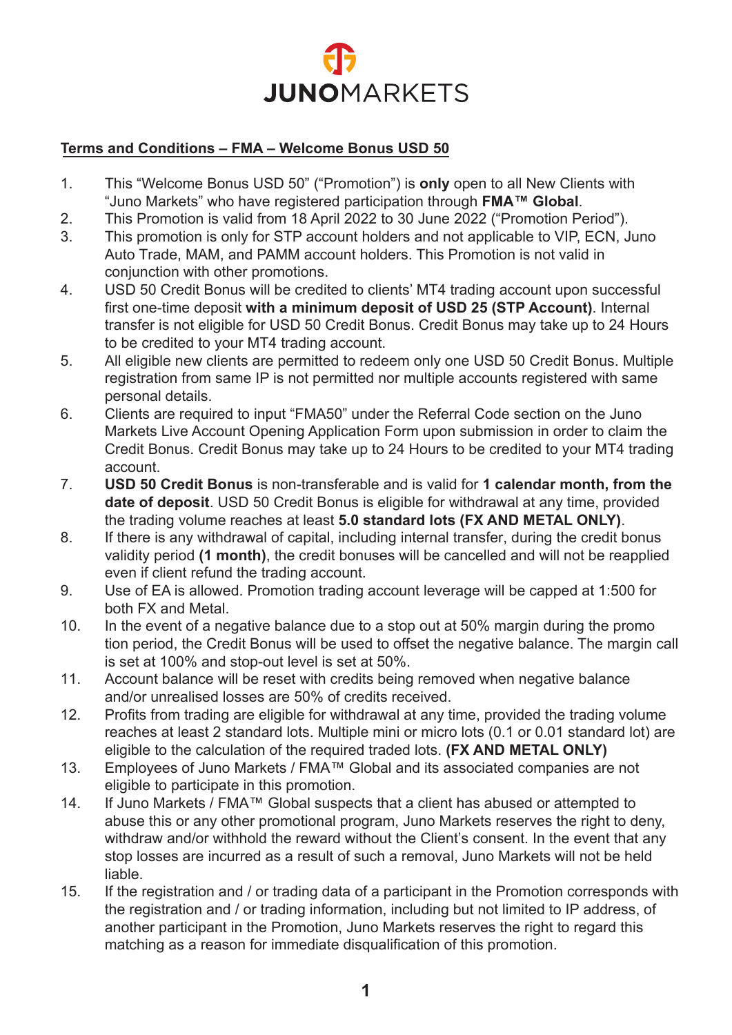JUNOMARKETS

**Terms and Conditions – FMA – Welcome Bonus USD 50**

1. This "Welcome Bonus USD 50" ("Promotion") is **only** open to all New Clients with "Juno Markets" who have registered participation through **FMA™ Global**.
2. This Promotion is valid from 18 April 2022 to 30 June 2022 ("Promotion Period").
3. This promotion is only for STP account holders and not applicable to VIP, ECN, Juno Auto Trade, MAM, and PAMM account holders. This Promotion is not valid in conjunction with other promotions.
4. USD 50 Credit Bonus will be credited to clients' MT4 trading account upon successful first one-time deposit **with a minimum deposit of USD 25 (STP Account)**. Internal transfer is not eligible for USD 50 Credit Bonus. Credit Bonus may take up to 24 Hours to be credited to your MT4 trading account.
5. All eligible new clients are permitted to redeem only one USD 50 Credit Bonus. Multiple registration from same IP is not permitted nor multiple accounts registered with same personal details.
6. Clients are required to input "FMA50" under the Referral Code section on the Juno Markets Live Account Opening Application Form upon submission in order to claim the Credit Bonus. Credit Bonus may take up to 24 Hours to be credited to your MT4 trading account.
7. **USD 50 Credit Bonus** is non-transferable and is valid for **1 calendar month, from the date of deposit**. USD 50 Credit Bonus is eligible for withdrawal at any time, provided the trading volume reaches at least **5.0 standard lots (FX AND METAL ONLY)**.
8. If there is any withdrawal of capital, including internal transfer, during the credit bonus validity period **(1 month)**, the credit bonuses will be cancelled and will not be reapplied even if client refund the trading account.
9. Use of EA is allowed. Promotion trading account leverage will be capped at 1:500 for both FX and Metal.
10. In the event of a negative balance due to a stop out at 50% margin during the promo tion period, the Credit Bonus will be used to offset the negative balance. The margin call is set at 100% and stop-out level is set at 50%.
11. Account balance will be reset with credits being removed when negative balance and/or unrealised losses are 50% of credits received.
12. Profits from trading are eligible for withdrawal at any time, provided the trading volume reaches at least 2 standard lots. Multiple mini or micro lots (0.1 or 0.01 standard lot) are eligible to the calculation of the required traded lots. **(FX AND METAL ONLY)**
13. Employees of Juno Markets / FMA™ Global and its associated companies are not eligible to participate in this promotion.
14. If Juno Markets / FMA™ Global suspects that a client has abused or attempted to abuse this or any other promotional program, Juno Markets reserves the right to deny, withdraw and/or withhold the reward without the Client's consent. In the event that any stop losses are incurred as a result of such a removal, Juno Markets will not be held liable.
15. If the registration and / or trading data of a participant in the Promotion corresponds with the registration and / or trading information, including but not limited to IP address, of another participant in the Promotion, Juno Markets reserves the right to regard this matching as a reason for immediate disqualification of this promotion.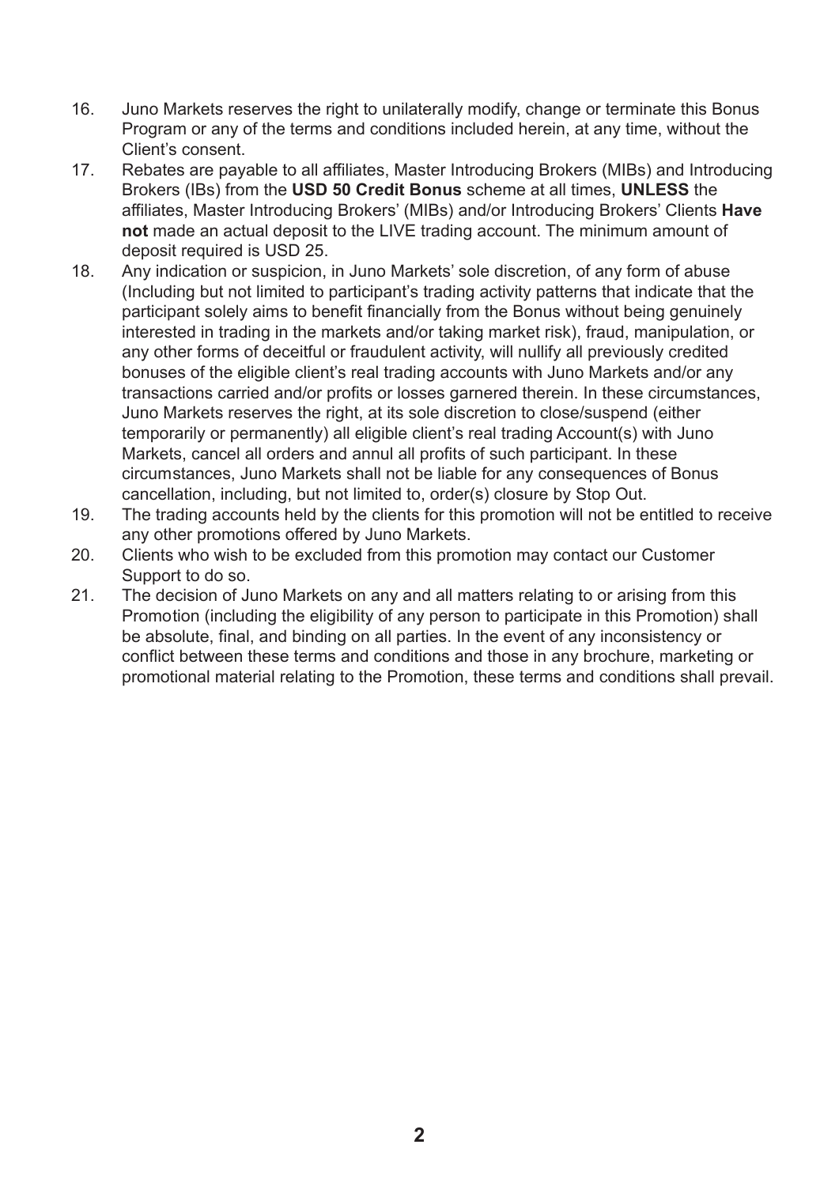16. Juno Markets reserves the right to unilaterally modify, change or terminate this Bonus Program or any of the terms and conditions included herein, at any time, without the Client's consent.
17. Rebates are payable to all affiliates, Master Introducing Brokers (MIBs) and Introducing Brokers (IBs) from the **USD 50 Credit Bonus** scheme at all times, **UNLESS** the affiliates, Master Introducing Brokers' (MIBs) and/or Introducing Brokers' Clients **Have not** made an actual deposit to the LIVE trading account. The minimum amount of deposit required is USD 25.
18. Any indication or suspicion, in Juno Markets' sole discretion, of any form of abuse (Including but not limited to participant's trading activity patterns that indicate that the participant solely aims to benefit financially from the Bonus without being genuinely interested in trading in the markets and/or taking market risk), fraud, manipulation, or any other forms of deceitful or fraudulent activity, will nullify all previously credited bonuses of the eligible client's real trading accounts with Juno Markets and/or any transactions carried and/or profits or losses garnered therein. In these circumstances, Juno Markets reserves the right, at its sole discretion to close/suspend (either temporarily or permanently) all eligible client's real trading Account(s) with Juno Markets, cancel all orders and annul all profits of such participant. In these circumstances, Juno Markets shall not be liable for any consequences of Bonus cancellation, including, but not limited to, order(s) closure by Stop Out.
19. The trading accounts held by the clients for this promotion will not be entitled to receive any other promotions offered by Juno Markets.
20. Clients who wish to be excluded from this promotion may contact our Customer Support to do so.
21. The decision of Juno Markets on any and all matters relating to or arising from this Promotion (including the eligibility of any person to participate in this Promotion) shall be absolute, final, and binding on all parties. In the event of any inconsistency or conflict between these terms and conditions and those in any brochure, marketing or promotional material relating to the Promotion, these terms and conditions shall prevail.